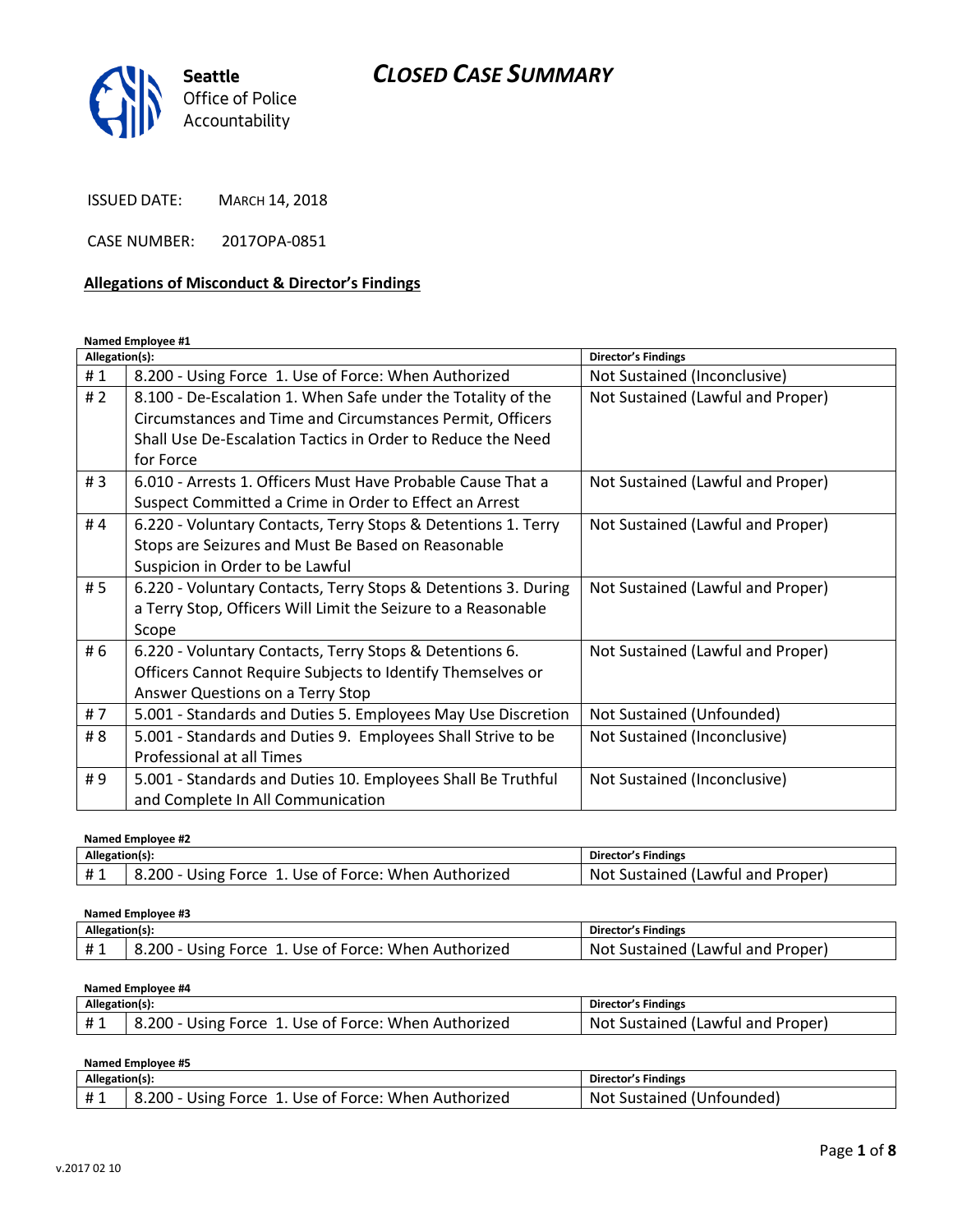Seattle Office of Police Accountability

# CLOSED CASE SUMMARY

ISSUED DATE: MARCH 14, 2018

CASE NUMBER: 2017OPA-0851

## Allegations of Misconduct & Director's Findings

**Named Employee #1**

| Allegation(s): | | Director's Findings |
|---|---|---|
| # 1 | 8.200 - Using Force 1. Use of Force: When Authorized | Not Sustained (Inconclusive) |
| # 2 | 8.100 - De-Escalation 1. When Safe under the Totality of the Circumstances and Time and Circumstances Permit, Officers Shall Use De-Escalation Tactics in Order to Reduce the Need for Force | Not Sustained (Lawful and Proper) |
| # 3 | 6.010 - Arrests 1. Officers Must Have Probable Cause That a Suspect Committed a Crime in Order to Effect an Arrest | Not Sustained (Lawful and Proper) |
| # 4 | 6.220 - Voluntary Contacts, Terry Stops & Detentions 1. Terry Stops are Seizures and Must Be Based on Reasonable Suspicion in Order to be Lawful | Not Sustained (Lawful and Proper) |
| # 5 | 6.220 - Voluntary Contacts, Terry Stops & Detentions 3. During a Terry Stop, Officers Will Limit the Seizure to a Reasonable Scope | Not Sustained (Lawful and Proper) |
| # 6 | 6.220 - Voluntary Contacts, Terry Stops & Detentions 6. Officers Cannot Require Subjects to Identify Themselves or Answer Questions on a Terry Stop | Not Sustained (Lawful and Proper) |
| # 7 | 5.001 - Standards and Duties 5. Employees May Use Discretion | Not Sustained (Unfounded) |
| # 8 | 5.001 - Standards and Duties 9. Employees Shall Strive to be Professional at all Times | Not Sustained (Inconclusive) |
| # 9 | 5.001 - Standards and Duties 10. Employees Shall Be Truthful and Complete In All Communication | Not Sustained (Inconclusive) |

**Named Employee #2**

| Allegation(s): | | Director's Findings |
|---|---|---|
| # 1 | 8.200 - Using Force 1. Use of Force: When Authorized | Not Sustained (Lawful and Proper) |

**Named Employee #3**

| Allegation(s): | | Director's Findings |
|---|---|---|
| # 1 | 8.200 - Using Force 1. Use of Force: When Authorized | Not Sustained (Lawful and Proper) |

**Named Employee #4**

| Allegation(s): | | Director's Findings |
|---|---|---|
| # 1 | 8.200 - Using Force 1. Use of Force: When Authorized | Not Sustained (Lawful and Proper) |

**Named Employee #5**

| Allegation(s): | | Director's Findings |
|---|---|---|
| # 1 | 8.200 - Using Force 1. Use of Force: When Authorized | Not Sustained (Unfounded) |

v.2017 02 10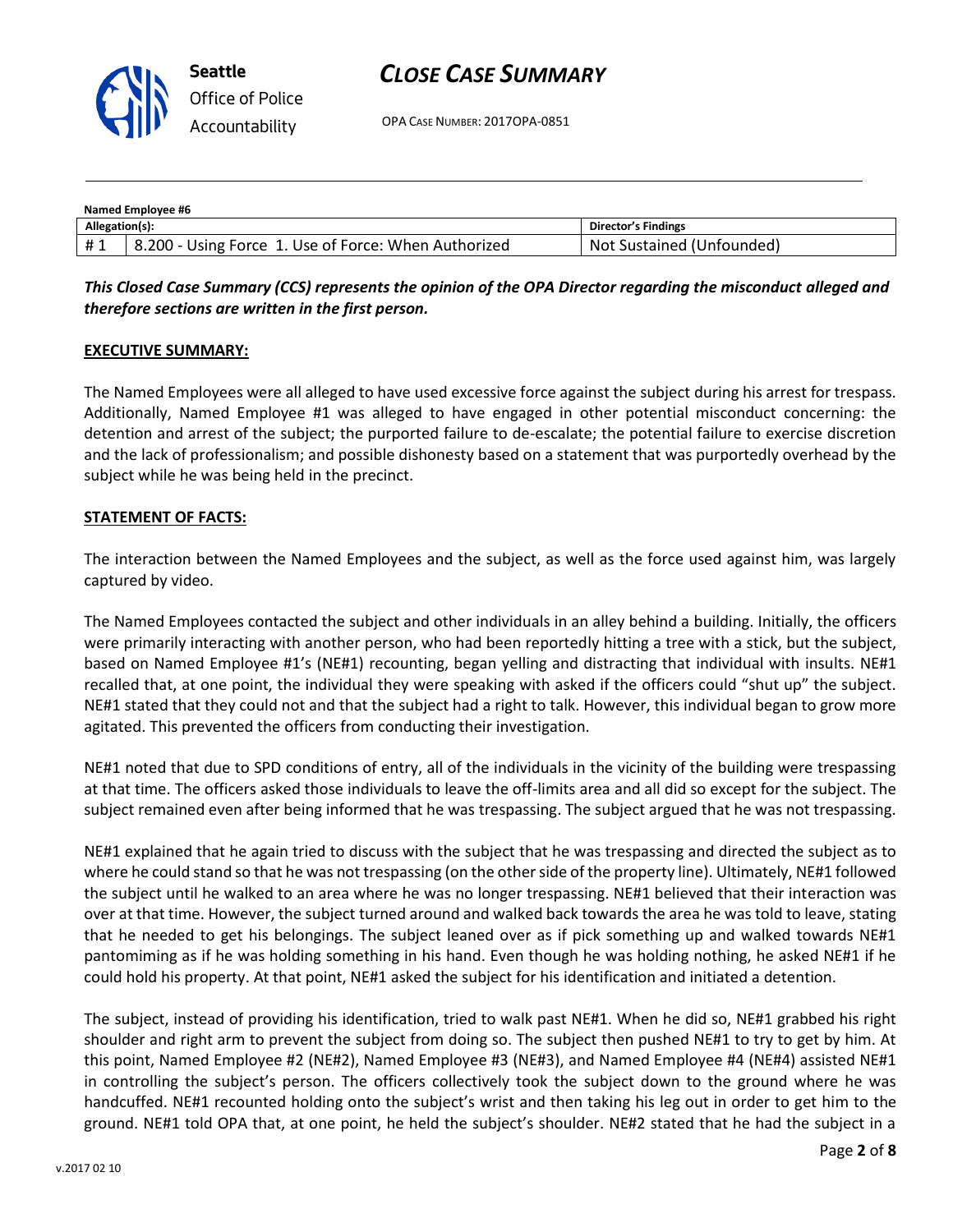**Named Employee #6**

| Allegation(s): | | Director's Findings |
|---|---|---|
| # 1 | 8.200 - Using Force 1. Use of Force: When Authorized | Not Sustained (Unfounded) |

***This Closed Case Summary (CCS) represents the opinion of the OPA Director regarding the misconduct alleged and therefore sections are written in the first person.***

**EXECUTIVE SUMMARY:**

The Named Employees were all alleged to have used excessive force against the subject during his arrest for trespass. Additionally, Named Employee #1 was alleged to have engaged in other potential misconduct concerning: the detention and arrest of the subject; the purported failure to de-escalate; the potential failure to exercise discretion and the lack of professionalism; and possible dishonesty based on a statement that was purportedly overhead by the subject while he was being held in the precinct.

**STATEMENT OF FACTS:**

The interaction between the Named Employees and the subject, as well as the force used against him, was largely captured by video.

The Named Employees contacted the subject and other individuals in an alley behind a building. Initially, the officers were primarily interacting with another person, who had been reportedly hitting a tree with a stick, but the subject, based on Named Employee #1's (NE#1) recounting, began yelling and distracting that individual with insults. NE#1 recalled that, at one point, the individual they were speaking with asked if the officers could "shut up" the subject. NE#1 stated that they could not and that the subject had a right to talk. However, this individual began to grow more agitated. This prevented the officers from conducting their investigation.

NE#1 noted that due to SPD conditions of entry, all of the individuals in the vicinity of the building were trespassing at that time. The officers asked those individuals to leave the off-limits area and all did so except for the subject. The subject remained even after being informed that he was trespassing. The subject argued that he was not trespassing.

NE#1 explained that he again tried to discuss with the subject that he was trespassing and directed the subject as to where he could stand so that he was not trespassing (on the other side of the property line). Ultimately, NE#1 followed the subject until he walked to an area where he was no longer trespassing. NE#1 believed that their interaction was over at that time. However, the subject turned around and walked back towards the area he was told to leave, stating that he needed to get his belongings. The subject leaned over as if pick something up and walked towards NE#1 pantomiming as if he was holding something in his hand. Even though he was holding nothing, he asked NE#1 if he could hold his property. At that point, NE#1 asked the subject for his identification and initiated a detention.

The subject, instead of providing his identification, tried to walk past NE#1. When he did so, NE#1 grabbed his right shoulder and right arm to prevent the subject from doing so. The subject then pushed NE#1 to try to get by him. At this point, Named Employee #2 (NE#2), Named Employee #3 (NE#3), and Named Employee #4 (NE#4) assisted NE#1 in controlling the subject's person. The officers collectively took the subject down to the ground where he was handcuffed. NE#1 recounted holding onto the subject's wrist and then taking his leg out in order to get him to the ground. NE#1 told OPA that, at one point, he held the subject's shoulder. NE#2 stated that he had the subject in a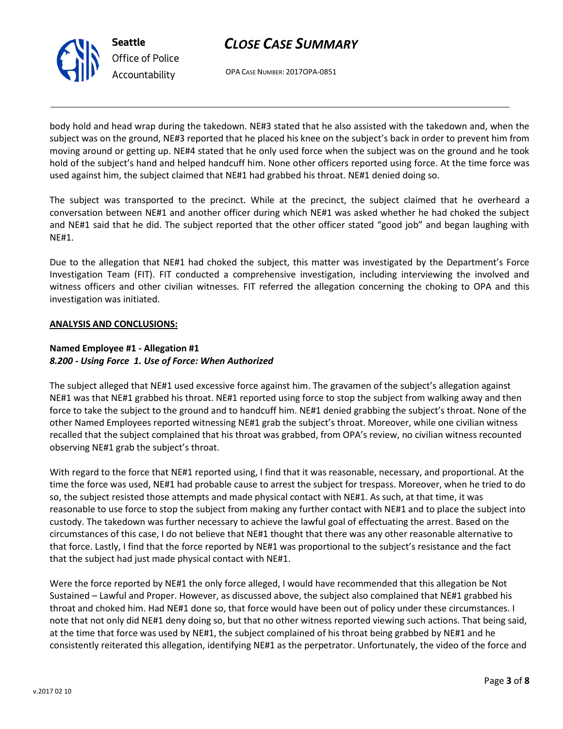body hold and head wrap during the takedown. NE#3 stated that he also assisted with the takedown and, when the subject was on the ground, NE#3 reported that he placed his knee on the subject's back in order to prevent him from moving around or getting up. NE#4 stated that he only used force when the subject was on the ground and he took hold of the subject's hand and helped handcuff him. None other officers reported using force. At the time force was used against him, the subject claimed that NE#1 had grabbed his throat. NE#1 denied doing so.

The subject was transported to the precinct. While at the precinct, the subject claimed that he overheard a conversation between NE#1 and another officer during which NE#1 was asked whether he had choked the subject and NE#1 said that he did. The subject reported that the other officer stated "good job" and began laughing with NE#1.

Due to the allegation that NE#1 had choked the subject, this matter was investigated by the Department's Force Investigation Team (FIT). FIT conducted a comprehensive investigation, including interviewing the involved and witness officers and other civilian witnesses. FIT referred the allegation concerning the choking to OPA and this investigation was initiated.

**ANALYSIS AND CONCLUSIONS:**

**Named Employee #1 - Allegation #1**
***8.200 - Using Force 1. Use of Force: When Authorized***

The subject alleged that NE#1 used excessive force against him. The gravamen of the subject's allegation against NE#1 was that NE#1 grabbed his throat. NE#1 reported using force to stop the subject from walking away and then force to take the subject to the ground and to handcuff him. NE#1 denied grabbing the subject's throat. None of the other Named Employees reported witnessing NE#1 grab the subject's throat. Moreover, while one civilian witness recalled that the subject complained that his throat was grabbed, from OPA's review, no civilian witness recounted observing NE#1 grab the subject's throat.

With regard to the force that NE#1 reported using, I find that it was reasonable, necessary, and proportional. At the time the force was used, NE#1 had probable cause to arrest the subject for trespass. Moreover, when he tried to do so, the subject resisted those attempts and made physical contact with NE#1. As such, at that time, it was reasonable to use force to stop the subject from making any further contact with NE#1 and to place the subject into custody. The takedown was further necessary to achieve the lawful goal of effectuating the arrest. Based on the circumstances of this case, I do not believe that NE#1 thought that there was any other reasonable alternative to that force. Lastly, I find that the force reported by NE#1 was proportional to the subject's resistance and the fact that the subject had just made physical contact with NE#1.

Were the force reported by NE#1 the only force alleged, I would have recommended that this allegation be Not Sustained – Lawful and Proper. However, as discussed above, the subject also complained that NE#1 grabbed his throat and choked him. Had NE#1 done so, that force would have been out of policy under these circumstances. I note that not only did NE#1 deny doing so, but that no other witness reported viewing such actions. That being said, at the time that force was used by NE#1, the subject complained of his throat being grabbed by NE#1 and he consistently reiterated this allegation, identifying NE#1 as the perpetrator. Unfortunately, the video of the force and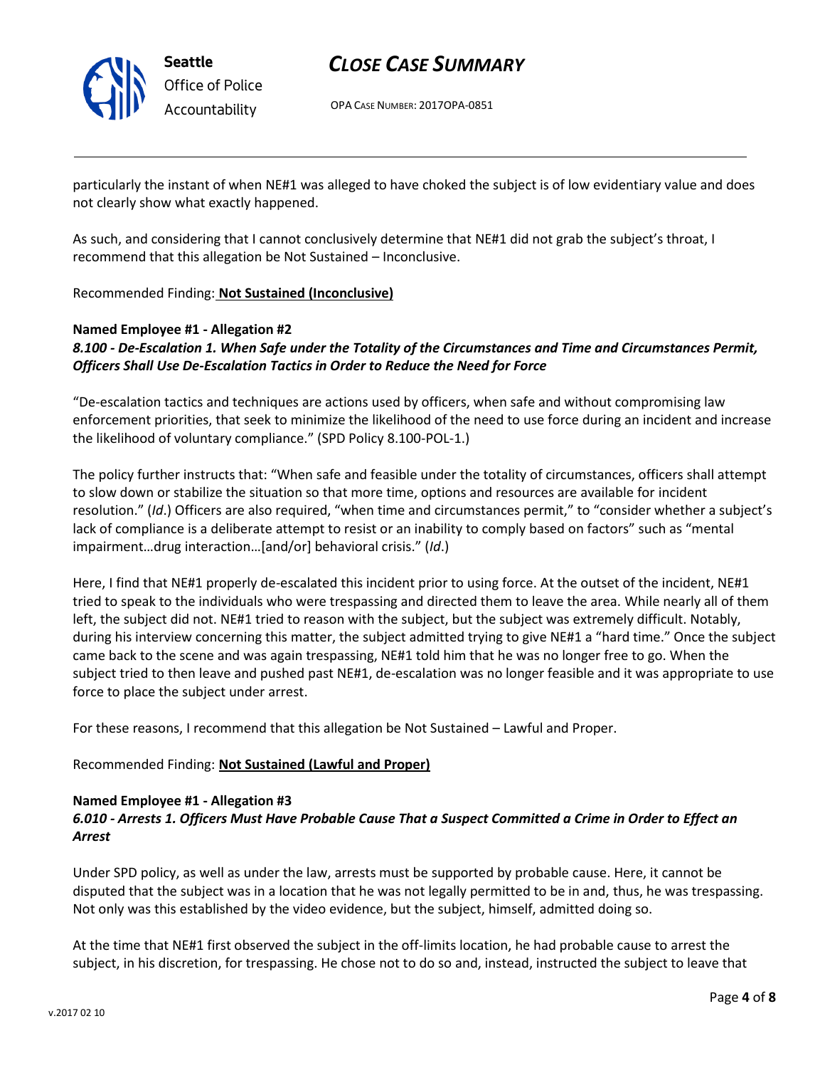particularly the instant of when NE#1 was alleged to have choked the subject is of low evidentiary value and does not clearly show what exactly happened.

As such, and considering that I cannot conclusively determine that NE#1 did not grab the subject's throat, I recommend that this allegation be Not Sustained – Inconclusive.

Recommended Finding: **Not Sustained (Inconclusive)**

**Named Employee #1 - Allegation #2**
***8.100 - De-Escalation 1. When Safe under the Totality of the Circumstances and Time and Circumstances Permit, Officers Shall Use De-Escalation Tactics in Order to Reduce the Need for Force***

"De-escalation tactics and techniques are actions used by officers, when safe and without compromising law enforcement priorities, that seek to minimize the likelihood of the need to use force during an incident and increase the likelihood of voluntary compliance." (SPD Policy 8.100-POL-1.)

The policy further instructs that: "When safe and feasible under the totality of circumstances, officers shall attempt to slow down or stabilize the situation so that more time, options and resources are available for incident resolution." (*Id*.) Officers are also required, "when time and circumstances permit," to "consider whether a subject's lack of compliance is a deliberate attempt to resist or an inability to comply based on factors" such as "mental impairment…drug interaction…[and/or] behavioral crisis." (*Id*.)

Here, I find that NE#1 properly de-escalated this incident prior to using force. At the outset of the incident, NE#1 tried to speak to the individuals who were trespassing and directed them to leave the area. While nearly all of them left, the subject did not. NE#1 tried to reason with the subject, but the subject was extremely difficult. Notably, during his interview concerning this matter, the subject admitted trying to give NE#1 a "hard time." Once the subject came back to the scene and was again trespassing, NE#1 told him that he was no longer free to go. When the subject tried to then leave and pushed past NE#1, de-escalation was no longer feasible and it was appropriate to use force to place the subject under arrest.

For these reasons, I recommend that this allegation be Not Sustained – Lawful and Proper.

Recommended Finding: **Not Sustained (Lawful and Proper)**

**Named Employee #1 - Allegation #3**
***6.010 - Arrests 1. Officers Must Have Probable Cause That a Suspect Committed a Crime in Order to Effect an Arrest***

Under SPD policy, as well as under the law, arrests must be supported by probable cause. Here, it cannot be disputed that the subject was in a location that he was not legally permitted to be in and, thus, he was trespassing. Not only was this established by the video evidence, but the subject, himself, admitted doing so.

At the time that NE#1 first observed the subject in the off-limits location, he had probable cause to arrest the subject, in his discretion, for trespassing. He chose not to do so and, instead, instructed the subject to leave that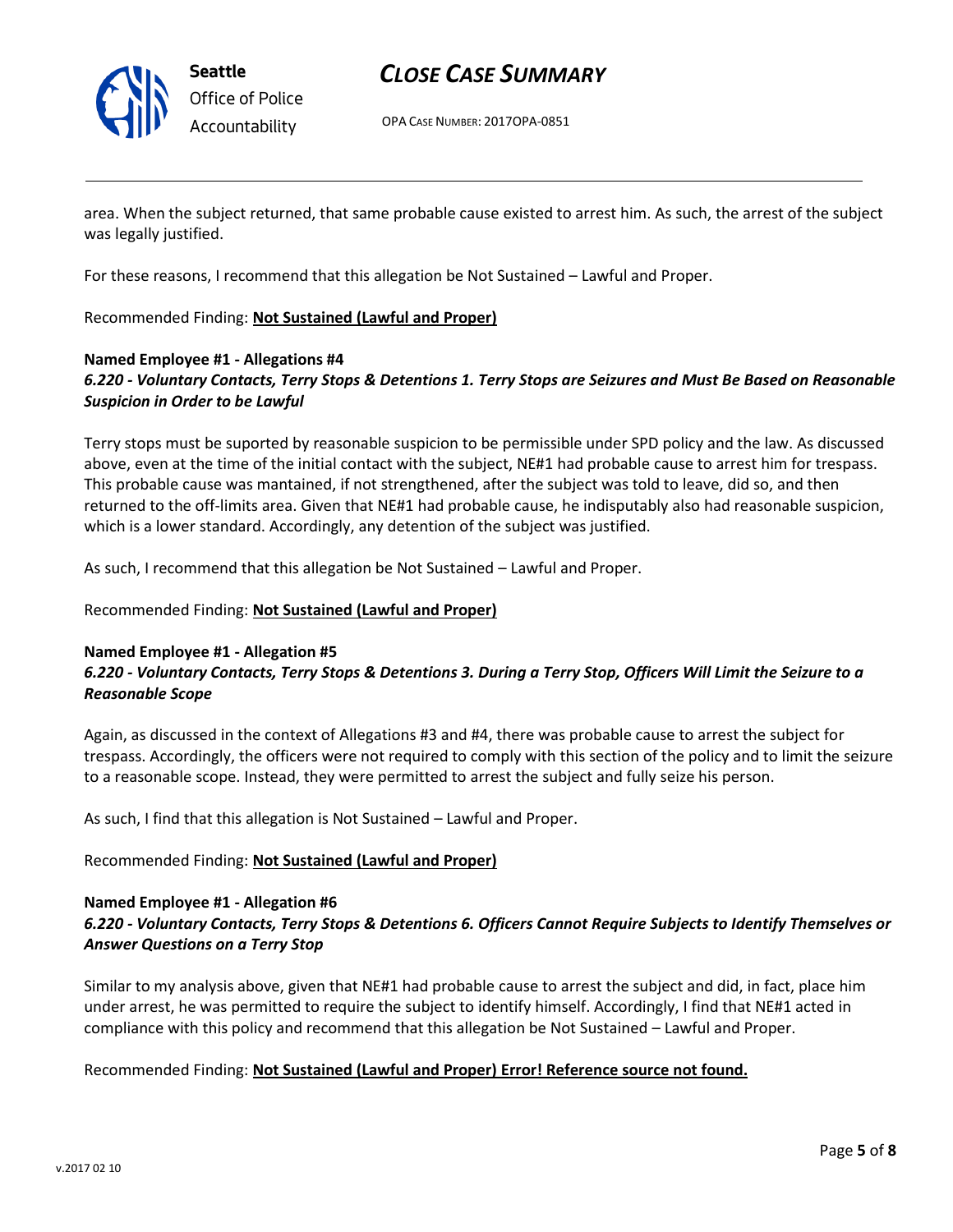area. When the subject returned, that same probable cause existed to arrest him. As such, the arrest of the subject was legally justified.

For these reasons, I recommend that this allegation be Not Sustained – Lawful and Proper.

Recommended Finding: **Not Sustained (Lawful and Proper)**

**Named Employee #1 - Allegations #4**
***6.220 - Voluntary Contacts, Terry Stops & Detentions 1. Terry Stops are Seizures and Must Be Based on Reasonable Suspicion in Order to be Lawful***

Terry stops must be suported by reasonable suspicion to be permissible under SPD policy and the law. As discussed above, even at the time of the initial contact with the subject, NE#1 had probable cause to arrest him for trespass. This probable cause was mantained, if not strengthened, after the subject was told to leave, did so, and then returned to the off-limits area. Given that NE#1 had probable cause, he indisputably also had reasonable suspicion, which is a lower standard. Accordingly, any detention of the subject was justified.

As such, I recommend that this allegation be Not Sustained – Lawful and Proper.

Recommended Finding: **Not Sustained (Lawful and Proper)**

**Named Employee #1 - Allegation #5**
***6.220 - Voluntary Contacts, Terry Stops & Detentions 3. During a Terry Stop, Officers Will Limit the Seizure to a Reasonable Scope***

Again, as discussed in the context of Allegations #3 and #4, there was probable cause to arrest the subject for trespass. Accordingly, the officers were not required to comply with this section of the policy and to limit the seizure to a reasonable scope. Instead, they were permitted to arrest the subject and fully seize his person.

As such, I find that this allegation is Not Sustained – Lawful and Proper.

Recommended Finding: **Not Sustained (Lawful and Proper)**

**Named Employee #1 - Allegation #6**
***6.220 - Voluntary Contacts, Terry Stops & Detentions 6. Officers Cannot Require Subjects to Identify Themselves or Answer Questions on a Terry Stop***

Similar to my analysis above, given that NE#1 had probable cause to arrest the subject and did, in fact, place him under arrest, he was permitted to require the subject to identify himself. Accordingly, I find that NE#1 acted in compliance with this policy and recommend that this allegation be Not Sustained – Lawful and Proper.

Recommended Finding: **Not Sustained (Lawful and Proper) Error! Reference source not found.**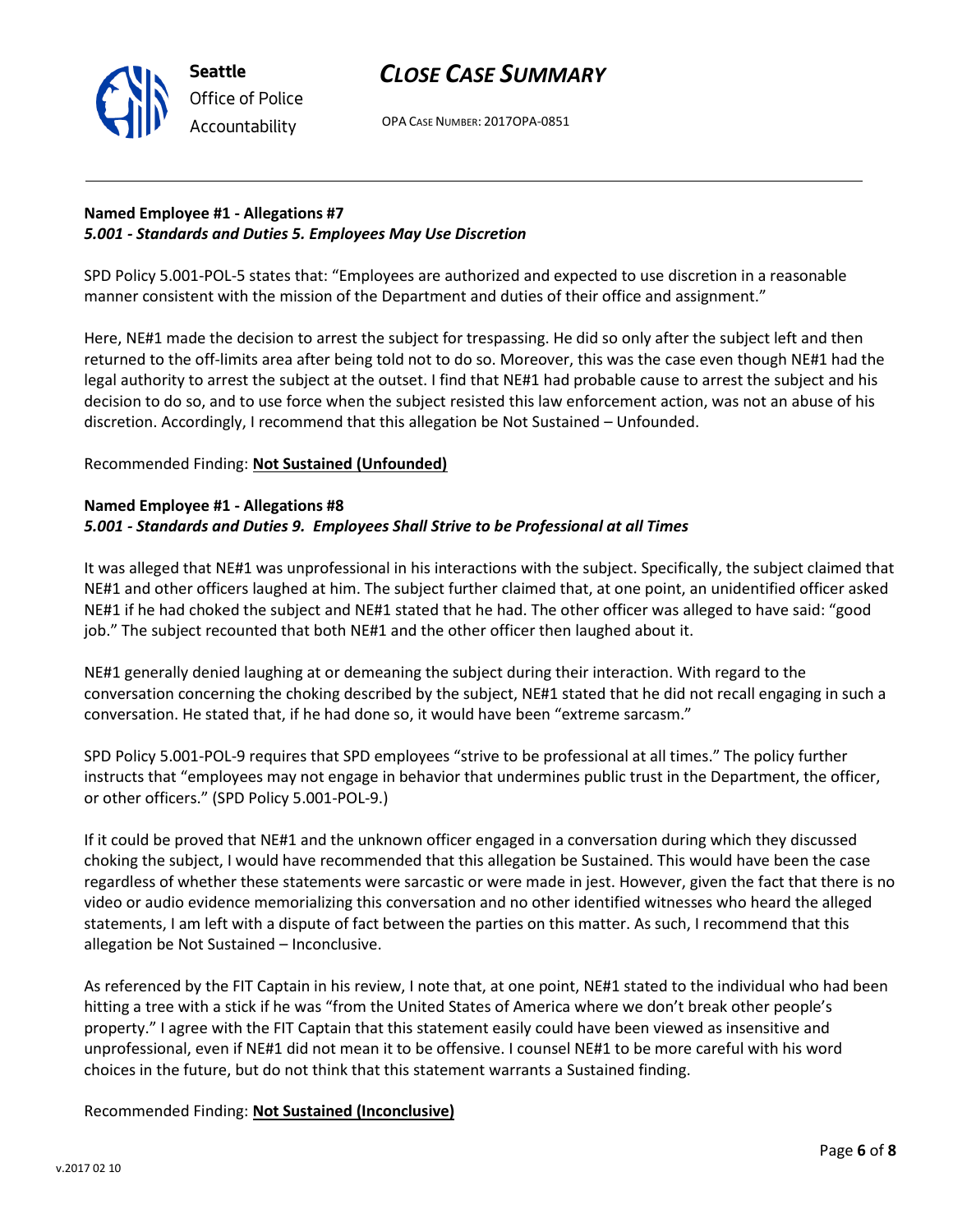**Named Employee #1 - Allegations #7**
***5.001 - Standards and Duties 5. Employees May Use Discretion***

SPD Policy 5.001-POL-5 states that: "Employees are authorized and expected to use discretion in a reasonable manner consistent with the mission of the Department and duties of their office and assignment."

Here, NE#1 made the decision to arrest the subject for trespassing. He did so only after the subject left and then returned to the off-limits area after being told not to do so. Moreover, this was the case even though NE#1 had the legal authority to arrest the subject at the outset. I find that NE#1 had probable cause to arrest the subject and his decision to do so, and to use force when the subject resisted this law enforcement action, was not an abuse of his discretion. Accordingly, I recommend that this allegation be Not Sustained – Unfounded.

Recommended Finding: **Not Sustained (Unfounded)**

**Named Employee #1 - Allegations #8**
***5.001 - Standards and Duties 9. Employees Shall Strive to be Professional at all Times***

It was alleged that NE#1 was unprofessional in his interactions with the subject. Specifically, the subject claimed that NE#1 and other officers laughed at him. The subject further claimed that, at one point, an unidentified officer asked NE#1 if he had choked the subject and NE#1 stated that he had. The other officer was alleged to have said: "good job." The subject recounted that both NE#1 and the other officer then laughed about it.

NE#1 generally denied laughing at or demeaning the subject during their interaction. With regard to the conversation concerning the choking described by the subject, NE#1 stated that he did not recall engaging in such a conversation. He stated that, if he had done so, it would have been "extreme sarcasm."

SPD Policy 5.001-POL-9 requires that SPD employees "strive to be professional at all times." The policy further instructs that "employees may not engage in behavior that undermines public trust in the Department, the officer, or other officers." (SPD Policy 5.001-POL-9.)

If it could be proved that NE#1 and the unknown officer engaged in a conversation during which they discussed choking the subject, I would have recommended that this allegation be Sustained. This would have been the case regardless of whether these statements were sarcastic or were made in jest. However, given the fact that there is no video or audio evidence memorializing this conversation and no other identified witnesses who heard the alleged statements, I am left with a dispute of fact between the parties on this matter. As such, I recommend that this allegation be Not Sustained – Inconclusive.

As referenced by the FIT Captain in his review, I note that, at one point, NE#1 stated to the individual who had been hitting a tree with a stick if he was "from the United States of America where we don't break other people's property." I agree with the FIT Captain that this statement easily could have been viewed as insensitive and unprofessional, even if NE#1 did not mean it to be offensive. I counsel NE#1 to be more careful with his word choices in the future, but do not think that this statement warrants a Sustained finding.

Recommended Finding: **Not Sustained (Inconclusive)**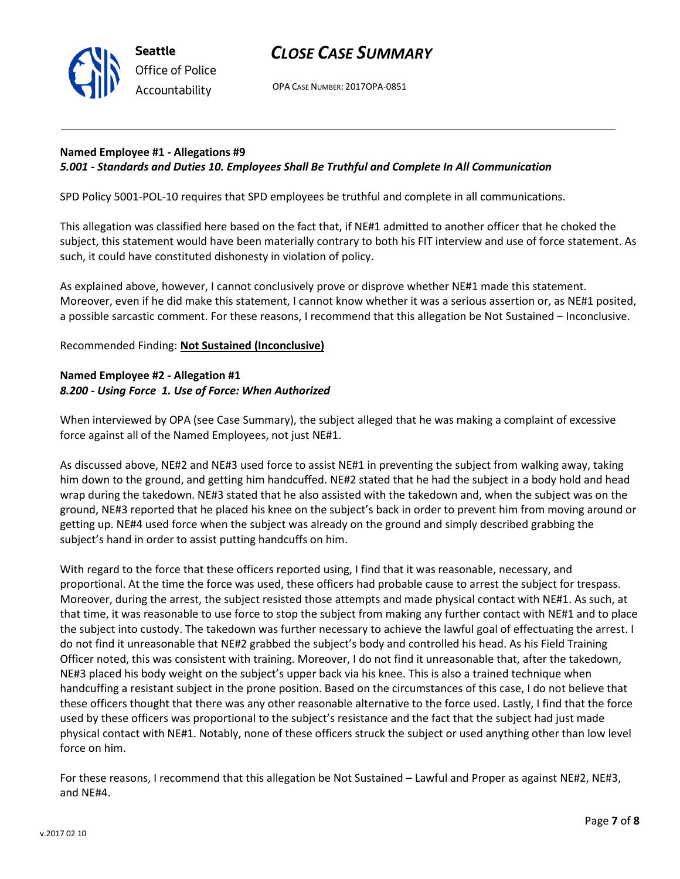**Named Employee #1 - Allegations #9**
***5.001 - Standards and Duties 10. Employees Shall Be Truthful and Complete In All Communication***

SPD Policy 5001-POL-10 requires that SPD employees be truthful and complete in all communications.

This allegation was classified here based on the fact that, if NE#1 admitted to another officer that he choked the subject, this statement would have been materially contrary to both his FIT interview and use of force statement. As such, it could have constituted dishonesty in violation of policy.

As explained above, however, I cannot conclusively prove or disprove whether NE#1 made this statement. Moreover, even if he did make this statement, I cannot know whether it was a serious assertion or, as NE#1 posited, a possible sarcastic comment. For these reasons, I recommend that this allegation be Not Sustained – Inconclusive.

Recommended Finding: **Not Sustained (Inconclusive)**

**Named Employee #2 - Allegation #1**
***8.200 - Using Force 1. Use of Force: When Authorized***

When interviewed by OPA (see Case Summary), the subject alleged that he was making a complaint of excessive force against all of the Named Employees, not just NE#1.

As discussed above, NE#2 and NE#3 used force to assist NE#1 in preventing the subject from walking away, taking him down to the ground, and getting him handcuffed. NE#2 stated that he had the subject in a body hold and head wrap during the takedown. NE#3 stated that he also assisted with the takedown and, when the subject was on the ground, NE#3 reported that he placed his knee on the subject's back in order to prevent him from moving around or getting up. NE#4 used force when the subject was already on the ground and simply described grabbing the subject's hand in order to assist putting handcuffs on him.

With regard to the force that these officers reported using, I find that it was reasonable, necessary, and proportional. At the time the force was used, these officers had probable cause to arrest the subject for trespass. Moreover, during the arrest, the subject resisted those attempts and made physical contact with NE#1. As such, at that time, it was reasonable to use force to stop the subject from making any further contact with NE#1 and to place the subject into custody. The takedown was further necessary to achieve the lawful goal of effectuating the arrest. I do not find it unreasonable that NE#2 grabbed the subject's body and controlled his head. As his Field Training Officer noted, this was consistent with training. Moreover, I do not find it unreasonable that, after the takedown, NE#3 placed his body weight on the subject's upper back via his knee. This is also a trained technique when handcuffing a resistant subject in the prone position. Based on the circumstances of this case, I do not believe that these officers thought that there was any other reasonable alternative to the force used. Lastly, I find that the force used by these officers was proportional to the subject's resistance and the fact that the subject had just made physical contact with NE#1. Notably, none of these officers struck the subject or used anything other than low level force on him.

For these reasons, I recommend that this allegation be Not Sustained – Lawful and Proper as against NE#2, NE#3, and NE#4.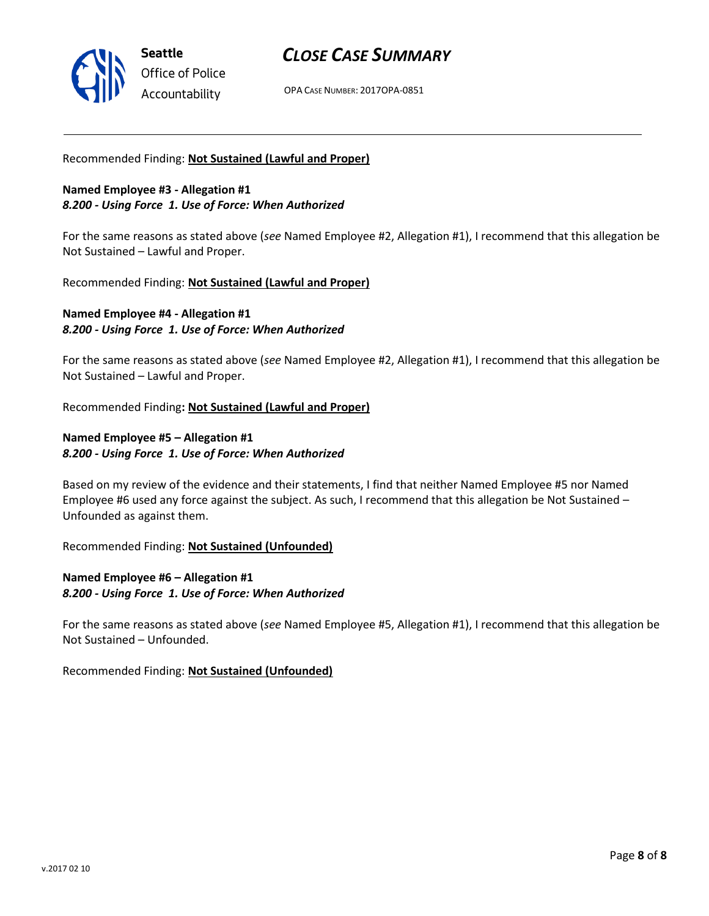Recommended Finding: **Not Sustained (Lawful and Proper)**

**Named Employee #3 - Allegation #1**
***8.200 - Using Force 1. Use of Force: When Authorized***

For the same reasons as stated above (*see* Named Employee #2, Allegation #1), I recommend that this allegation be Not Sustained – Lawful and Proper.

Recommended Finding: **Not Sustained (Lawful and Proper)**

**Named Employee #4 - Allegation #1**
***8.200 - Using Force 1. Use of Force: When Authorized***

For the same reasons as stated above (*see* Named Employee #2, Allegation #1), I recommend that this allegation be Not Sustained – Lawful and Proper.

Recommended Finding**: Not Sustained (Lawful and Proper)**

**Named Employee #5 – Allegation #1**
***8.200 - Using Force 1. Use of Force: When Authorized***

Based on my review of the evidence and their statements, I find that neither Named Employee #5 nor Named Employee #6 used any force against the subject. As such, I recommend that this allegation be Not Sustained – Unfounded as against them.

Recommended Finding: **Not Sustained (Unfounded)**

**Named Employee #6 – Allegation #1**
***8.200 - Using Force 1. Use of Force: When Authorized***

For the same reasons as stated above (*see* Named Employee #5, Allegation #1), I recommend that this allegation be Not Sustained – Unfounded.

Recommended Finding: **Not Sustained (Unfounded)**